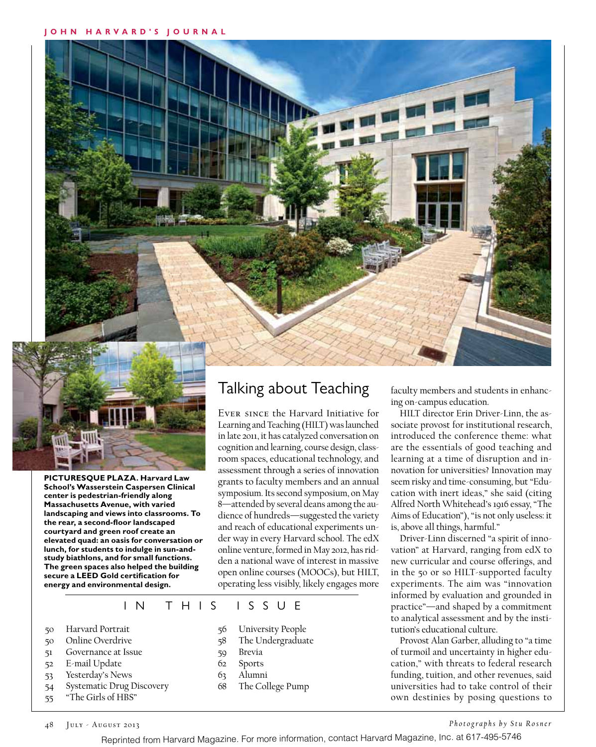PICTURESQUE PLAZA. Harvard Law School's Wasserstein Caspersen Clinical center is pedestrian-friendly along Massachusetts Avenue, with varied landscaping and views into classrooms. To the rear, a second-floor landscaped courtyard and green roof create an elevated quad: an oasis for conversation or lunch, for students to indulge in sun-and-study biathlons, and for small functions. The green spaces also helped the building secure a LEED Gold certification for energy and environmental design.

## IN THIS ISSUE

- 50 Harvard Portrait
- 50 Online Overdrive
- 51 Governance at Issue
- 52 E-mail Update
- 53 Yesterday's News
- 54 Systematic Drug Discovery
- 55 "The Girls of HBS"
- 56 University People
- 58 The Undergraduate
- 59 Brevia
- 62 Sports
- 63 Alumni
- 68 The College Pump

# Talking about Teaching

Ever since the Harvard Initiative for Learning and Teaching (HILT) was launched in late 2011, it has catalyzed conversation on cognition and learning, course design, classroom spaces, educational technology, and assessment through a series of innovation grants to faculty members and an annual symposium. Its second symposium, on May 8—attended by several deans among the audience of hundreds—suggested the variety and reach of educational experiments under way in every Harvard school. The edX online venture, formed in May 2012, has ridden a national wave of interest in massive open online courses (MOOCs), but HILT, operating less visibly, likely engages more faculty members and students in enhancing on-campus education.

HILT director Erin Driver-Linn, the associate provost for institutional research, introduced the conference theme: what are the essentials of good teaching and learning at a time of disruption and innovation for universities? Innovation may seem risky and time-consuming, but "Education with inert ideas," she said (citing Alfred North Whitehead's 1916 essay, "The Aims of Education"), "is not only useless: it is, above all things, harmful."

Driver-Linn discerned "a spirit of innovation" at Harvard, ranging from edX to new curricular and course offerings, and in the 50 or so HILT-supported faculty experiments. The aim was "innovation informed by evaluation and grounded in practice"—and shaped by a commitment to analytical assessment and by the institution's educational culture.

Provost Alan Garber, alluding to "a time of turmoil and uncertainty in higher education," with threats to federal research funding, tuition, and other revenues, said universities had to take control of their own destinies by posing questions to

*Photographs by Stu Rosner*

Reprinted from Harvard Magazine. For more information, contact Harvard Magazine, Inc. at 617-495-5746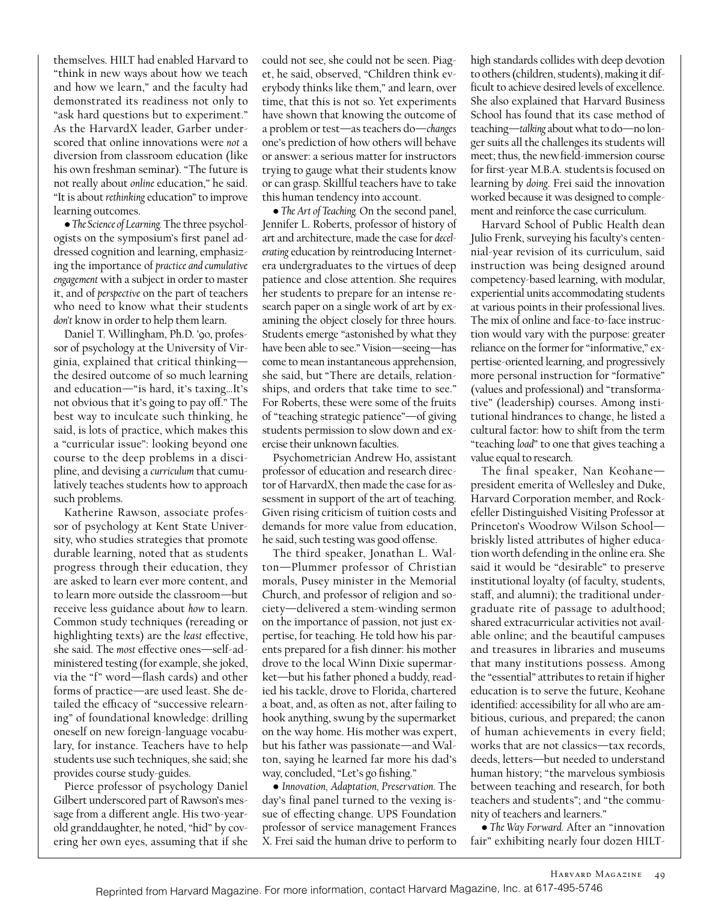themselves. HILT had enabled Harvard to "think in new ways about how we teach and how we learn," and the faculty had demonstrated its readiness not only to "ask hard questions but to experiment." As the HarvardX leader, Garber underscored that online innovations were *not* a diversion from classroom education (like his own freshman seminar). "The future is not really about *online* education," he said. "It is about *rethinking* education" to improve learning outcomes.

● *The Science of Learning.* The three psychologists on the symposium's first panel addressed cognition and learning, emphasizing the importance of *practice and cumulative engagement* with a subject in order to master it, and of *perspective* on the part of teachers who need to know what their students *don't* know in order to help them learn.

Daniel T. Willingham, Ph.D. '90, professor of psychology at the University of Virginia, explained that critical thinking—the desired outcome of so much learning and education—"is hard, it's taxing…It's not obvious that it's going to pay off." The best way to inculcate such thinking, he said, is lots of practice, which makes this a "curricular issue": looking beyond one course to the deep problems in a discipline, and devising a *curriculum* that cumulatively teaches students how to approach such problems.

Katherine Rawson, associate professor of psychology at Kent State University, who studies strategies that promote durable learning, noted that as students progress through their education, they are asked to learn ever more content, and to learn more outside the classroom—but receive less guidance about *how* to learn. Common study techniques (rereading or highlighting texts) are the *least* effective, she said. The *most* effective ones—self-administered testing (for example, she joked, via the "f" word—flash cards) and other forms of practice—are used least. She detailed the efficacy of "successive relearning" of foundational knowledge: drilling oneself on new foreign-language vocabulary, for instance. Teachers have to help students use such techniques, she said; she provides course study-guides.

Pierce professor of psychology Daniel Gilbert underscored part of Rawson's message from a different angle. His two-year-old granddaughter, he noted, "hid" by covering her own eyes, assuming that if she could not see, she could not be seen. Piaget, he said, observed, "Children think everybody thinks like them," and learn, over time, that this is not so. Yet experiments have shown that knowing the outcome of a problem or test—as teachers do—*changes* one's prediction of how others will behave or answer: a serious matter for instructors trying to gauge what their students know or can grasp. Skillful teachers have to take this human tendency into account.

● *The Art of Teaching.* On the second panel, Jennifer L. Roberts, professor of history of art and architecture, made the case for *decelerating* education by reintroducing Internet-era undergraduates to the virtues of deep patience and close attention. She requires her students to prepare for an intense research paper on a single work of art by examining the object closely for three hours. Students emerge "astonished by what they have been able to see." Vision—seeing—has come to mean instantaneous apprehension, she said, but "There are details, relationships, and orders that take time to see." For Roberts, these were some of the fruits of "teaching strategic patience"—of giving students permission to slow down and exercise their unknown faculties.

Psychometrician Andrew Ho, assistant professor of education and research director of HarvardX, then made the case for assessment in support of the art of teaching. Given rising criticism of tuition costs and demands for more value from education, he said, such testing was good offense.

The third speaker, Jonathan L. Walton—Plummer professor of Christian morals, Pusey minister in the Memorial Church, and professor of religion and society—delivered a stem-winding sermon on the importance of passion, not just expertise, for teaching. He told how his parents prepared for a fish dinner: his mother drove to the local Winn Dixie supermarket—but his father phoned a buddy, readied his tackle, drove to Florida, chartered a boat, and, as often as not, after failing to hook anything, swung by the supermarket on the way home. His mother was expert, but his father was passionate—and Walton, saying he learned far more his dad's way, concluded, "Let's go fishing."

● *Innovation, Adaptation, Preservation.* The day's final panel turned to the vexing issue of effecting change. UPS Foundation professor of service management Frances X. Frei said the human drive to perform to high standards collides with deep devotion to others (children, students), making it difficult to achieve desired levels of excellence. She also explained that Harvard Business School has found that its case method of teaching—*talking* about what to do—no longer suits all the challenges its students will meet; thus, the new field-immersion course for first-year M.B.A. students is focused on learning by *doing*. Frei said the innovation worked because it was designed to complement and reinforce the case curriculum.

Harvard School of Public Health dean Julio Frenk, surveying his faculty's centennial-year revision of its curriculum, said instruction was being designed around competency-based learning, with modular, experiential units accommodating students at various points in their professional lives. The mix of online and face-to-face instruction would vary with the purpose: greater reliance on the former for "informative," expertise-oriented learning, and progressively more personal instruction for "formative" (values and professional) and "transformative" (leadership) courses. Among institutional hindrances to change, he listed a cultural factor: how to shift from the term "teaching *load*" to one that gives teaching a value equal to research.

The final speaker, Nan Keohane—president emerita of Wellesley and Duke, Harvard Corporation member, and Rockefeller Distinguished Visiting Professor at Princeton's Woodrow Wilson School—briskly listed attributes of higher education worth defending in the online era. She said it would be "desirable" to preserve institutional loyalty (of faculty, students, staff, and alumni); the traditional undergraduate rite of passage to adulthood; shared extracurricular activities not available online; and the beautiful campuses and treasures in libraries and museums that many institutions possess. Among the "essential" attributes to retain if higher education is to serve the future, Keohane identified: accessibility for all who are ambitious, curious, and prepared; the canon of human achievements in every field; works that are not classics—tax records, deeds, letters—but needed to understand human history; "the marvelous symbiosis between teaching and research, for both teachers and students"; and "the community of teachers and learners."

● *The Way Forward.* After an "innovation fair" exhibiting nearly four dozen HILT-

Reprinted from Harvard Magazine. For more information, contact Harvard Magazine, Inc. at 617-495-5746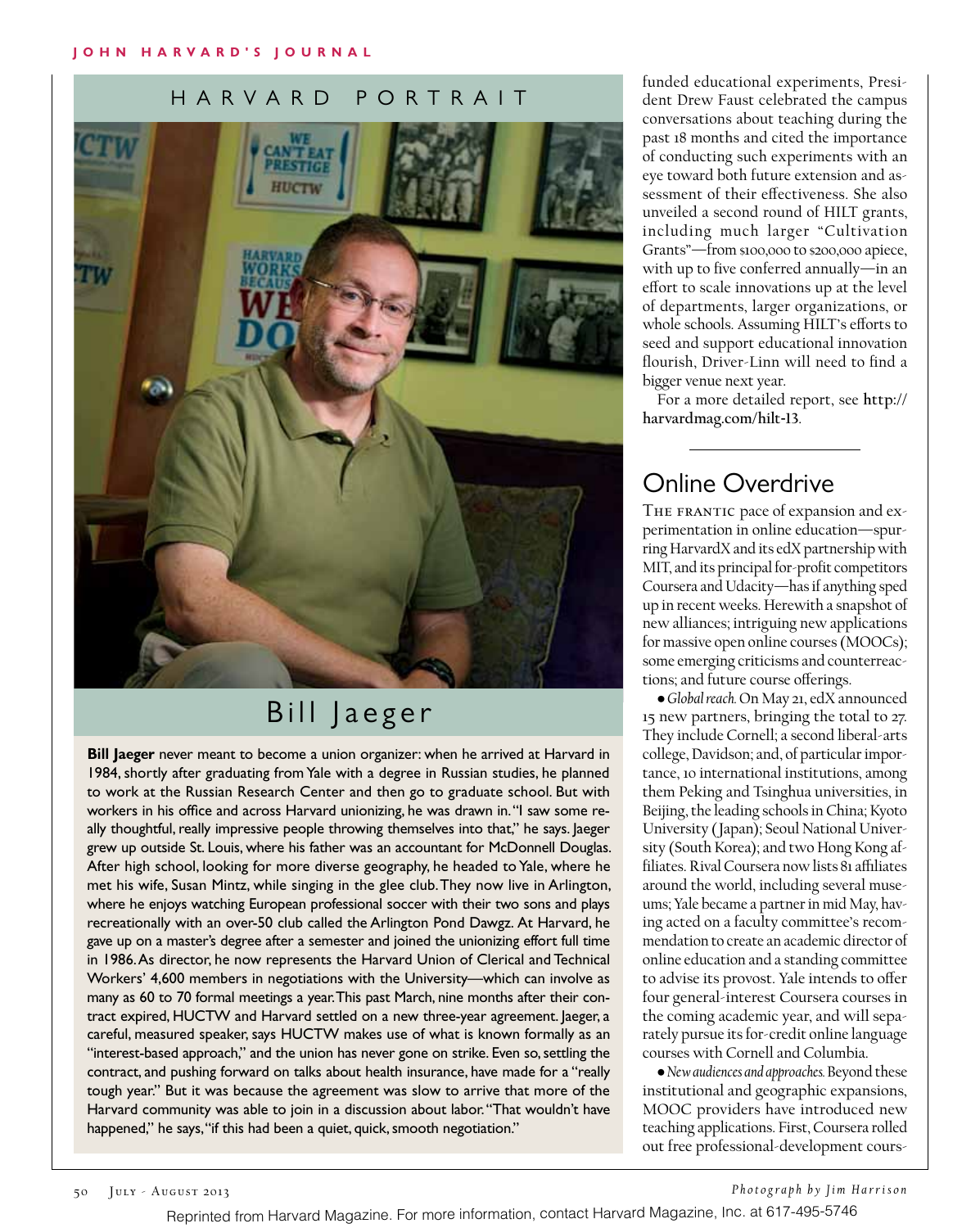## HARVARD PORTRAIT

## Bill Jaeger

**Bill Jaeger** never meant to become a union organizer: when he arrived at Harvard in 1984, shortly after graduating from Yale with a degree in Russian studies, he planned to work at the Russian Research Center and then go to graduate school. But with workers in his office and across Harvard unionizing, he was drawn in. "I saw some really thoughtful, really impressive people throwing themselves into that," he says. Jaeger grew up outside St. Louis, where his father was an accountant for McDonnell Douglas. After high school, looking for more diverse geography, he headed to Yale, where he met his wife, Susan Mintz, while singing in the glee club. They now live in Arlington, where he enjoys watching European professional soccer with their two sons and plays recreationally with an over-50 club called the Arlington Pond Dawgz. At Harvard, he gave up on a master's degree after a semester and joined the unionizing effort full time in 1986. As director, he now represents the Harvard Union of Clerical and Technical Workers' 4,600 members in negotiations with the University—which can involve as many as 60 to 70 formal meetings a year. This past March, nine months after their contract expired, HUCTW and Harvard settled on a new three-year agreement. Jaeger, a careful, measured speaker, says HUCTW makes use of what is known formally as an "interest-based approach," and the union has never gone on strike. Even so, settling the contract, and pushing forward on talks about health insurance, have made for a "really tough year." But it was because the agreement was slow to arrive that more of the Harvard community was able to join in a discussion about labor. "That wouldn't have happened," he says, "if this had been a quiet, quick, smooth negotiation."

Photograph by Jim Harrison

funded educational experiments, President Drew Faust celebrated the campus conversations about teaching during the past 18 months and cited the importance of conducting such experiments with an eye toward both future extension and assessment of their effectiveness. She also unveiled a second round of HILT grants, including much larger "Cultivation Grants"—from $100,000 to $200,000 apiece, with up to five conferred annually—in an effort to scale innovations up at the level of departments, larger organizations, or whole schools. Assuming HILT's efforts to seed and support educational innovation flourish, Driver-Linn will need to find a bigger venue next year.

For a more detailed report, see **http://harvardmag.com/hilt-13**.

## Online Overdrive

The frantic pace of expansion and experimentation in online education—spurring HarvardX and its edX partnership with MIT, and its principal for-profit competitors Coursera and Udacity—has if anything sped up in recent weeks. Herewith a snapshot of new alliances; intriguing new applications for massive open online courses (MOOCs); some emerging criticisms and counterreactions; and future course offerings.

- *Global reach.* On May 21, edX announced 15 new partners, bringing the total to 27. They include Cornell; a second liberal-arts college, Davidson; and, of particular importance, 10 international institutions, among them Peking and Tsinghua universities, in Beijing, the leading schools in China; Kyoto University (Japan); Seoul National University (South Korea); and two Hong Kong affiliates. Rival Coursera now lists 81 affiliates around the world, including several museums; Yale became a partner in mid May, having acted on a faculty committee's recommendation to create an academic director of online education and a standing committee to advise its provost. Yale intends to offer four general-interest Coursera courses in the coming academic year, and will separately pursue its for-credit online language courses with Cornell and Columbia.

- *New audiences and approaches.* Beyond these institutional and geographic expansions, MOOC providers have introduced new teaching applications. First, Coursera rolled out free professional-development cours-

Reprinted from Harvard Magazine. For more information, contact Harvard Magazine, Inc. at 617-495-5746